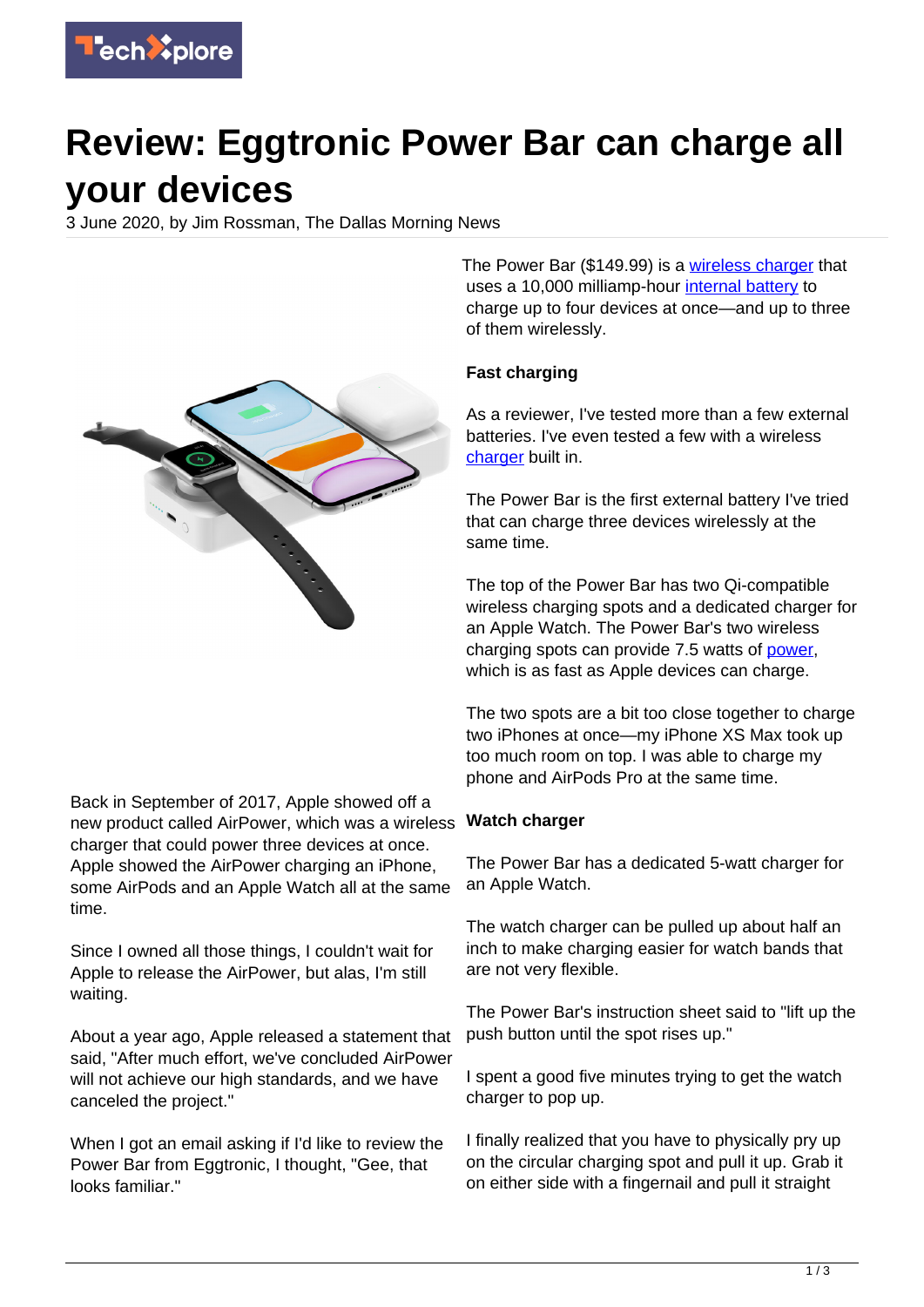# Review: Eggtronic Power Bar can charge all your devices

3 June 2020, by Jim Rossman, The Dallas Morning News

Back in September of 2017, Apple showed off a new product called AirPower, which was a wireless charger that could power three devices at once. Apple showed the AirPower charging an iPhone, some AirPods and an Apple Watch all at the same time.

Since I owned all those things, I couldn't wait for Apple to release the AirPower, but alas, I'm still waiting.

About a year ago, Apple released a statement that said, "After much effort, we've concluded AirPower will not achieve our high standards, and we have canceled the project."

When I got an email asking if I'd like to review the Power Bar from Eggtronic, I thought, "Gee, that looks familiar."

The Power Bar ($149.99) is a wireless charger that uses a 10,000 milliamp-hour internal battery to charge up to four devices at once—and up to three of them wirelessly.

**Fast charging**

As a reviewer, I've tested more than a few external batteries. I've even tested a few with a wireless charger built in.

The Power Bar is the first external battery I've tried that can charge three devices wirelessly at the same time.

The top of the Power Bar has two Qi-compatible wireless charging spots and a dedicated charger for an Apple Watch. The Power Bar's two wireless charging spots can provide 7.5 watts of power, which is as fast as Apple devices can charge.

The two spots are a bit too close together to charge two iPhones at once—my iPhone XS Max took up too much room on top. I was able to charge my phone and AirPods Pro at the same time.

**Watch charger**

The Power Bar has a dedicated 5-watt charger for an Apple Watch.

The watch charger can be pulled up about half an inch to make charging easier for watch bands that are not very flexible.

The Power Bar's instruction sheet said to "lift up the push button until the spot rises up."

I spent a good five minutes trying to get the watch charger to pop up.

I finally realized that you have to physically pry up on the circular charging spot and pull it up. Grab it on either side with a fingernail and pull it straight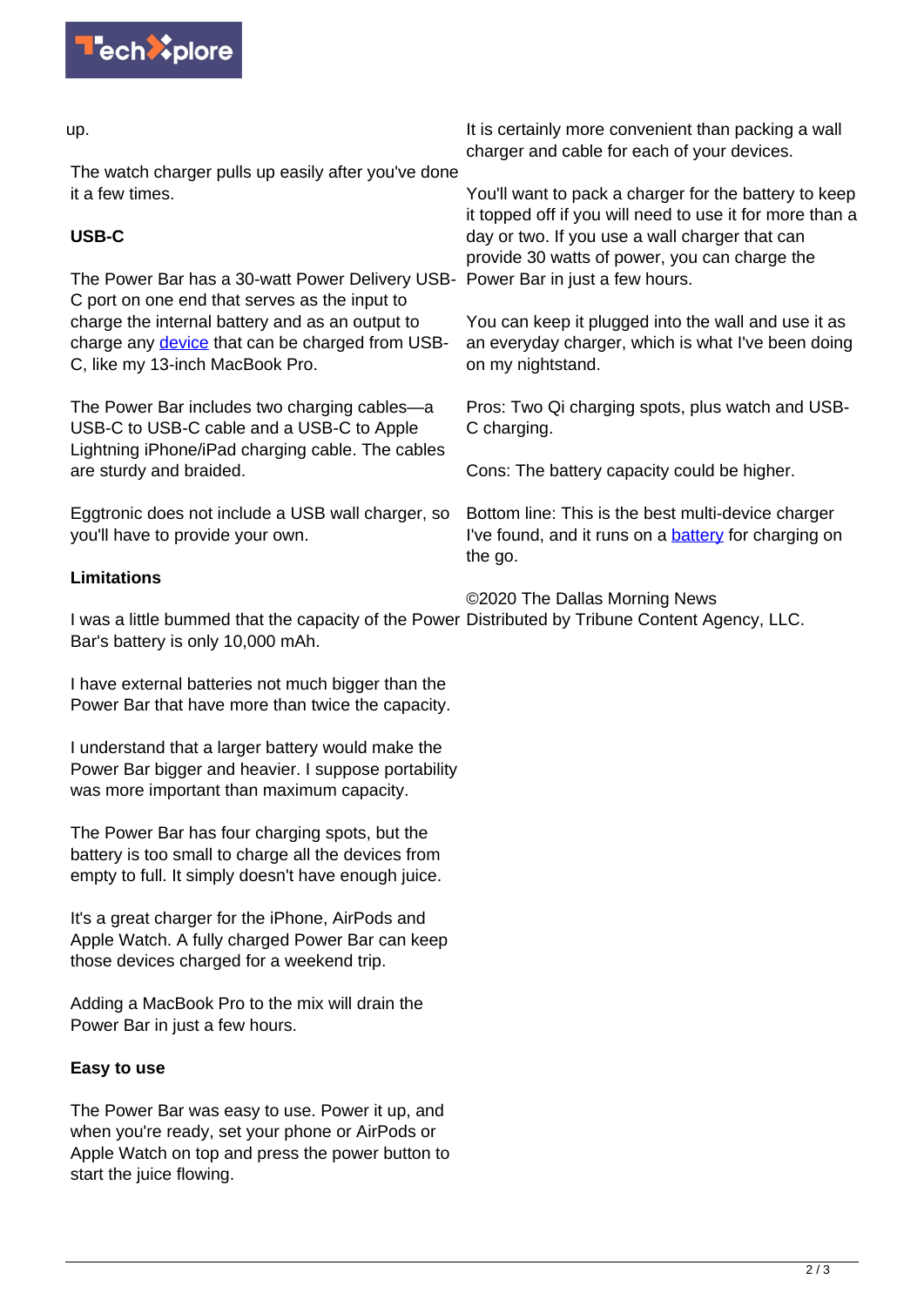up.

The watch charger pulls up easily after you've done it a few times.

### USB-C

The Power Bar has a 30-watt Power Delivery USB-C port on one end that serves as the input to charge the internal battery and as an output to charge any device that can be charged from USB-C, like my 13-inch MacBook Pro.

The Power Bar includes two charging cables—a USB-C to USB-C cable and a USB-C to Apple Lightning iPhone/iPad charging cable. The cables are sturdy and braided.

Eggtronic does not include a USB wall charger, so you'll have to provide your own.

### Limitations

I was a little bummed that the capacity of the Power Bar's battery is only 10,000 mAh.

I have external batteries not much bigger than the Power Bar that have more than twice the capacity.

I understand that a larger battery would make the Power Bar bigger and heavier. I suppose portability was more important than maximum capacity.

The Power Bar has four charging spots, but the battery is too small to charge all the devices from empty to full. It simply doesn't have enough juice.

It's a great charger for the iPhone, AirPods and Apple Watch. A fully charged Power Bar can keep those devices charged for a weekend trip.

Adding a MacBook Pro to the mix will drain the Power Bar in just a few hours.

### Easy to use

The Power Bar was easy to use. Power it up, and when you're ready, set your phone or AirPods or Apple Watch on top and press the power button to start the juice flowing.

It is certainly more convenient than packing a wall charger and cable for each of your devices.

You'll want to pack a charger for the battery to keep it topped off if you will need to use it for more than a day or two. If you use a wall charger that can provide 30 watts of power, you can charge the Power Bar in just a few hours.

You can keep it plugged into the wall and use it as an everyday charger, which is what I've been doing on my nightstand.

Pros: Two Qi charging spots, plus watch and USB-C charging.

Cons: The battery capacity could be higher.

Bottom line: This is the best multi-device charger I've found, and it runs on a battery for charging on the go.

©2020 The Dallas Morning News
Distributed by Tribune Content Agency, LLC.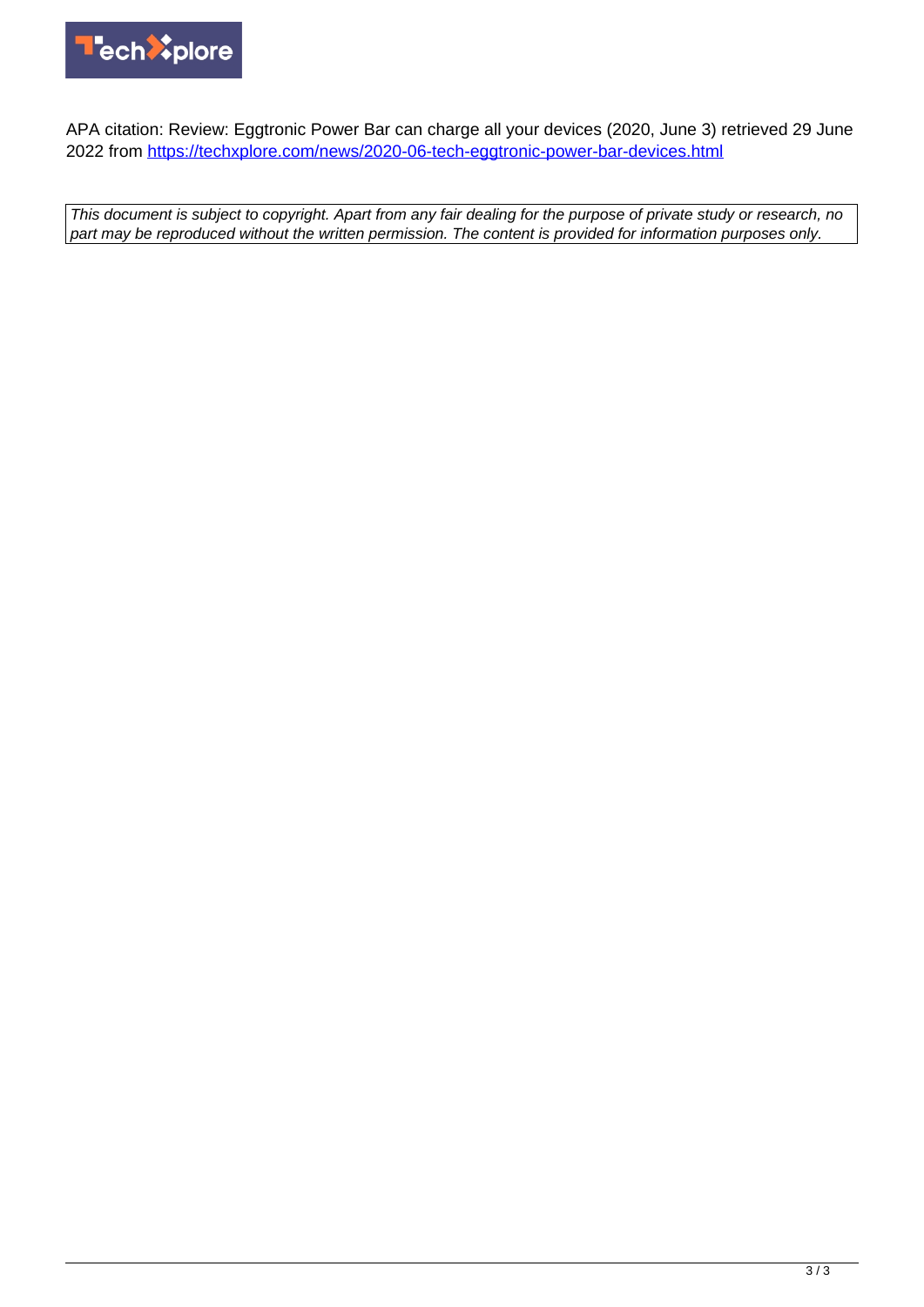APA citation: Review: Eggtronic Power Bar can charge all your devices (2020, June 3) retrieved 29 June 2022 from https://techxplore.com/news/2020-06-tech-eggtronic-power-bar-devices.html

*This document is subject to copyright. Apart from any fair dealing for the purpose of private study or research, no part may be reproduced without the written permission. The content is provided for information purposes only.*